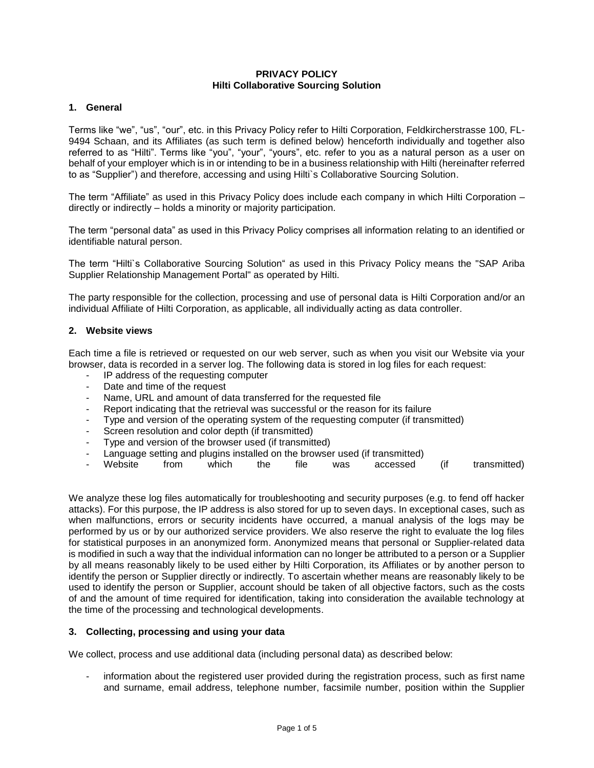**PRIVACY POLICY**
**Hilti Collaborative Sourcing Solution**

## 1. General

Terms like "we", "us", "our", etc. in this Privacy Policy refer to Hilti Corporation, Feldkircherstrasse 100, FL-9494 Schaan, and its Affiliates (as such term is defined below) henceforth individually and together also referred to as "Hilti". Terms like "you", "your", "yours", etc. refer to you as a natural person as a user on behalf of your employer which is in or intending to be in a business relationship with Hilti (hereinafter referred to as "Supplier") and therefore, accessing and using Hilti`s Collaborative Sourcing Solution.

The term "Affiliate" as used in this Privacy Policy does include each company in which Hilti Corporation – directly or indirectly – holds a minority or majority participation.

The term "personal data" as used in this Privacy Policy comprises all information relating to an identified or identifiable natural person.

The term "Hilti`s Collaborative Sourcing Solution" as used in this Privacy Policy means the "SAP Ariba Supplier Relationship Management Portal" as operated by Hilti.

The party responsible for the collection, processing and use of personal data is Hilti Corporation and/or an individual Affiliate of Hilti Corporation, as applicable, all individually acting as data controller.

## 2. Website views

Each time a file is retrieved or requested on our web server, such as when you visit our Website via your browser, data is recorded in a server log. The following data is stored in log files for each request:

- IP address of the requesting computer
- Date and time of the request
- Name, URL and amount of data transferred for the requested file
- Report indicating that the retrieval was successful or the reason for its failure
- Type and version of the operating system of the requesting computer (if transmitted)
- Screen resolution and color depth (if transmitted)
- Type and version of the browser used (if transmitted)
- Language setting and plugins installed on the browser used (if transmitted)
- Website from which the file was accessed (if transmitted)

We analyze these log files automatically for troubleshooting and security purposes (e.g. to fend off hacker attacks). For this purpose, the IP address is also stored for up to seven days. In exceptional cases, such as when malfunctions, errors or security incidents have occurred, a manual analysis of the logs may be performed by us or by our authorized service providers. We also reserve the right to evaluate the log files for statistical purposes in an anonymized form. Anonymized means that personal or Supplier-related data is modified in such a way that the individual information can no longer be attributed to a person or a Supplier by all means reasonably likely to be used either by Hilti Corporation, its Affiliates or by another person to identify the person or Supplier directly or indirectly. To ascertain whether means are reasonably likely to be used to identify the person or Supplier, account should be taken of all objective factors, such as the costs of and the amount of time required for identification, taking into consideration the available technology at the time of the processing and technological developments.

## 3. Collecting, processing and using your data

We collect, process and use additional data (including personal data) as described below:

- information about the registered user provided during the registration process, such as first name and surname, email address, telephone number, facsimile number, position within the Supplier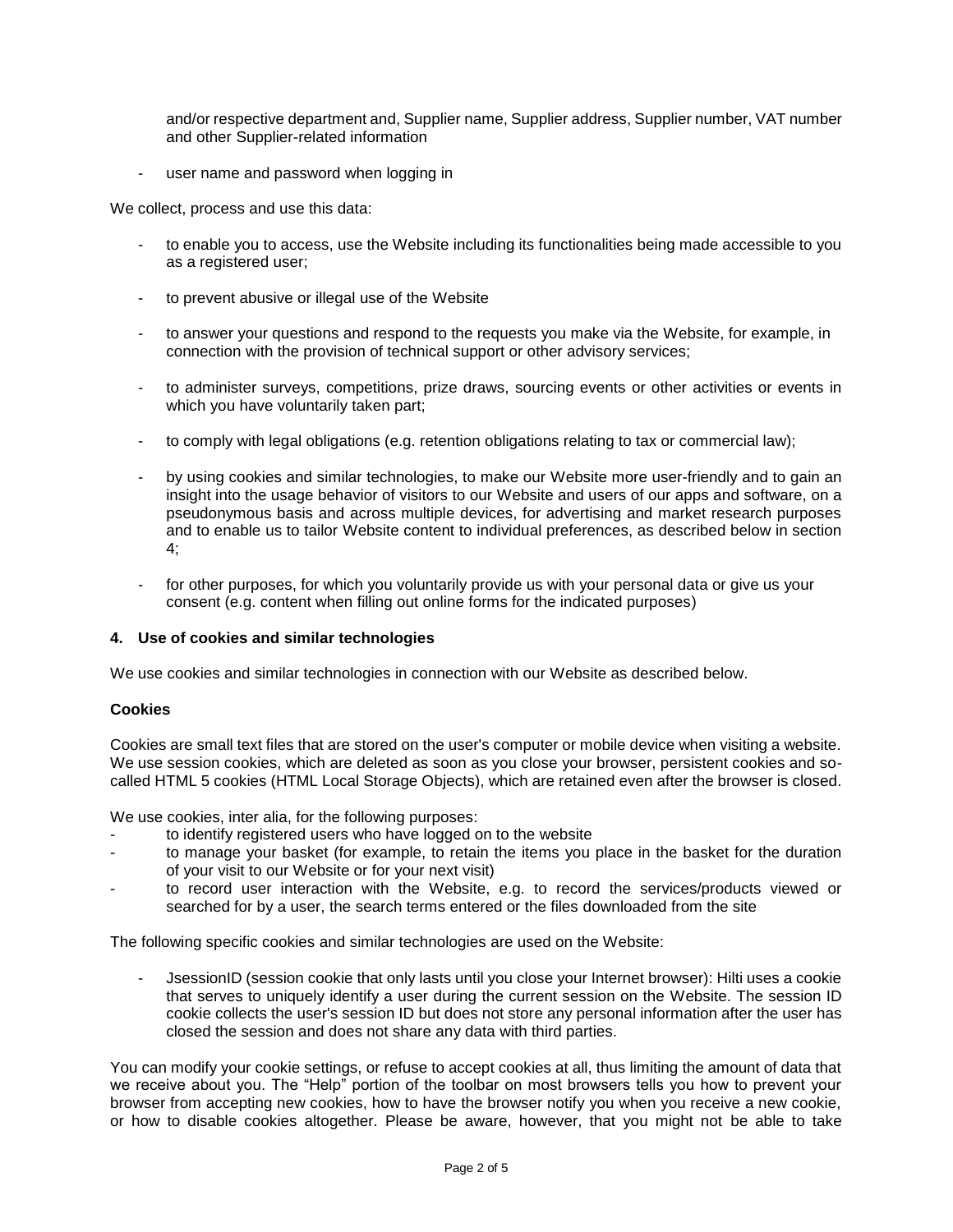and/or respective department and, Supplier name, Supplier address, Supplier number, VAT number and other Supplier-related information

- user name and password when logging in

We collect, process and use this data:

- to enable you to access, use the Website including its functionalities being made accessible to you as a registered user;
- to prevent abusive or illegal use of the Website
- to answer your questions and respond to the requests you make via the Website, for example, in connection with the provision of technical support or other advisory services;
- to administer surveys, competitions, prize draws, sourcing events or other activities or events in which you have voluntarily taken part;
- to comply with legal obligations (e.g. retention obligations relating to tax or commercial law);
- by using cookies and similar technologies, to make our Website more user-friendly and to gain an insight into the usage behavior of visitors to our Website and users of our apps and software, on a pseudonymous basis and across multiple devices, for advertising and market research purposes and to enable us to tailor Website content to individual preferences, as described below in section 4;
- for other purposes, for which you voluntarily provide us with your personal data or give us your consent (e.g. content when filling out online forms for the indicated purposes)

## 4. Use of cookies and similar technologies

We use cookies and similar technologies in connection with our Website as described below.

**Cookies**

Cookies are small text files that are stored on the user's computer or mobile device when visiting a website. We use session cookies, which are deleted as soon as you close your browser, persistent cookies and so-called HTML 5 cookies (HTML Local Storage Objects), which are retained even after the browser is closed.

We use cookies, inter alia, for the following purposes:

- to identify registered users who have logged on to the website
- to manage your basket (for example, to retain the items you place in the basket for the duration of your visit to our Website or for your next visit)
- to record user interaction with the Website, e.g. to record the services/products viewed or searched for by a user, the search terms entered or the files downloaded from the site

The following specific cookies and similar technologies are used on the Website:

- JsessionID (session cookie that only lasts until you close your Internet browser): Hilti uses a cookie that serves to uniquely identify a user during the current session on the Website. The session ID cookie collects the user's session ID but does not store any personal information after the user has closed the session and does not share any data with third parties.

You can modify your cookie settings, or refuse to accept cookies at all, thus limiting the amount of data that we receive about you. The "Help" portion of the toolbar on most browsers tells you how to prevent your browser from accepting new cookies, how to have the browser notify you when you receive a new cookie, or how to disable cookies altogether. Please be aware, however, that you might not be able to take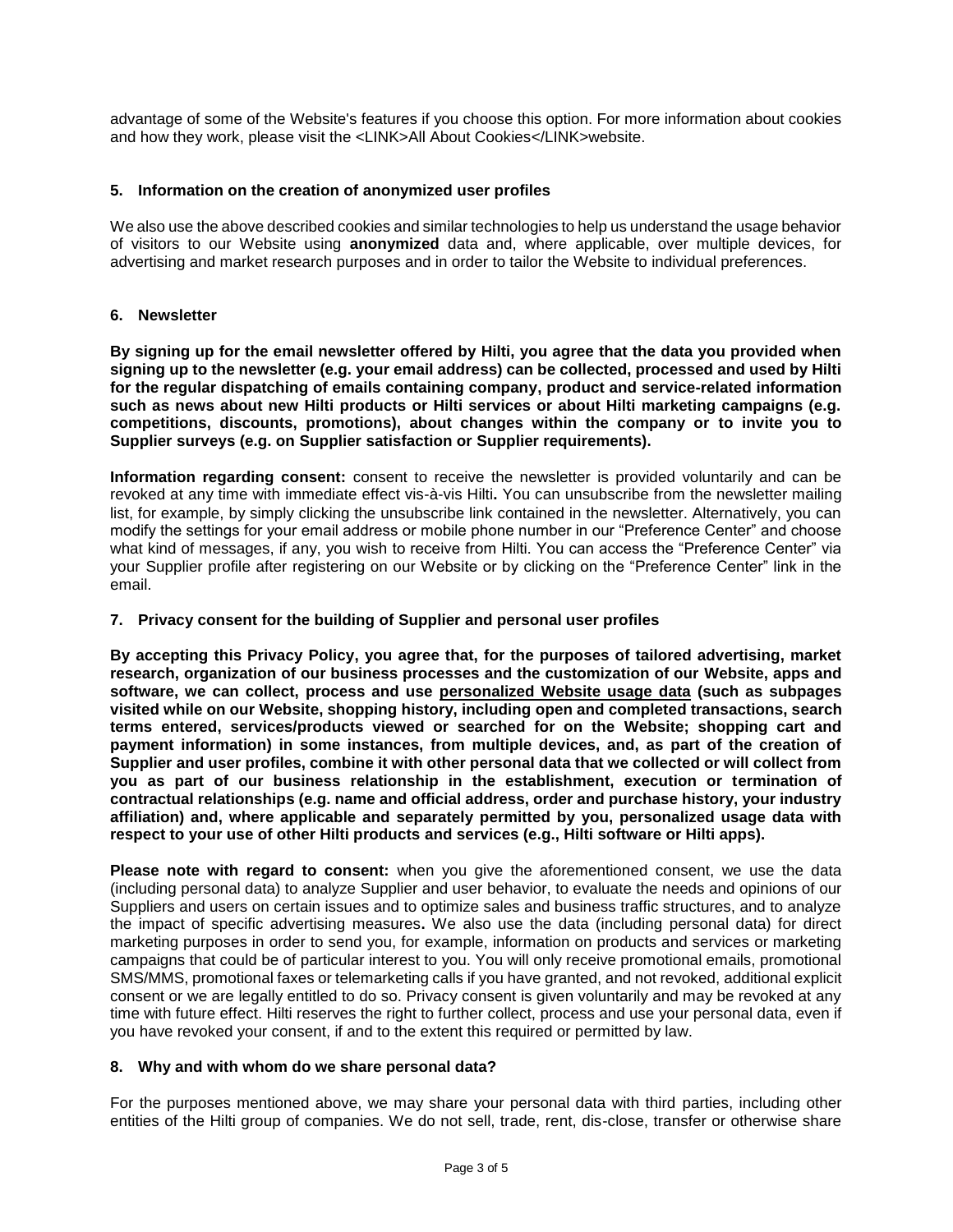advantage of some of the Website's features if you choose this option. For more information about cookies and how they work, please visit the <LINK>All About Cookies</LINK>website.

## 5. Information on the creation of anonymized user profiles

We also use the above described cookies and similar technologies to help us understand the usage behavior of visitors to our Website using **anonymized** data and, where applicable, over multiple devices, for advertising and market research purposes and in order to tailor the Website to individual preferences.

## 6. Newsletter

**By signing up for the email newsletter offered by Hilti, you agree that the data you provided when signing up to the newsletter (e.g. your email address) can be collected, processed and used by Hilti for the regular dispatching of emails containing company, product and service-related information such as news about new Hilti products or Hilti services or about Hilti marketing campaigns (e.g. competitions, discounts, promotions), about changes within the company or to invite you to Supplier surveys (e.g. on Supplier satisfaction or Supplier requirements).**

**Information regarding consent:** consent to receive the newsletter is provided voluntarily and can be revoked at any time with immediate effect vis-à-vis Hilti**.** You can unsubscribe from the newsletter mailing list, for example, by simply clicking the unsubscribe link contained in the newsletter. Alternatively, you can modify the settings for your email address or mobile phone number in our "Preference Center" and choose what kind of messages, if any, you wish to receive from Hilti. You can access the "Preference Center" via your Supplier profile after registering on our Website or by clicking on the "Preference Center" link in the email.

## 7. Privacy consent for the building of Supplier and personal user profiles

**By accepting this Privacy Policy, you agree that, for the purposes of tailored advertising, market research, organization of our business processes and the customization of our Website, apps and software, we can collect, process and use <u>personalized Website usage data</u> (such as subpages visited while on our Website, shopping history, including open and completed transactions, search terms entered, services/products viewed or searched for on the Website; shopping cart and payment information) in some instances, from multiple devices, and, as part of the creation of Supplier and user profiles, combine it with other personal data that we collected or will collect from you as part of our business relationship in the establishment, execution or termination of contractual relationships (e.g. name and official address, order and purchase history, your industry affiliation) and, where applicable and separately permitted by you, personalized usage data with respect to your use of other Hilti products and services (e.g., Hilti software or Hilti apps).**

**Please note with regard to consent:** when you give the aforementioned consent, we use the data (including personal data) to analyze Supplier and user behavior, to evaluate the needs and opinions of our Suppliers and users on certain issues and to optimize sales and business traffic structures, and to analyze the impact of specific advertising measures**.** We also use the data (including personal data) for direct marketing purposes in order to send you, for example, information on products and services or marketing campaigns that could be of particular interest to you. You will only receive promotional emails, promotional SMS/MMS, promotional faxes or telemarketing calls if you have granted, and not revoked, additional explicit consent or we are legally entitled to do so. Privacy consent is given voluntarily and may be revoked at any time with future effect. Hilti reserves the right to further collect, process and use your personal data, even if you have revoked your consent, if and to the extent this required or permitted by law.

## 8. Why and with whom do we share personal data?

For the purposes mentioned above, we may share your personal data with third parties, including other entities of the Hilti group of companies. We do not sell, trade, rent, dis-close, transfer or otherwise share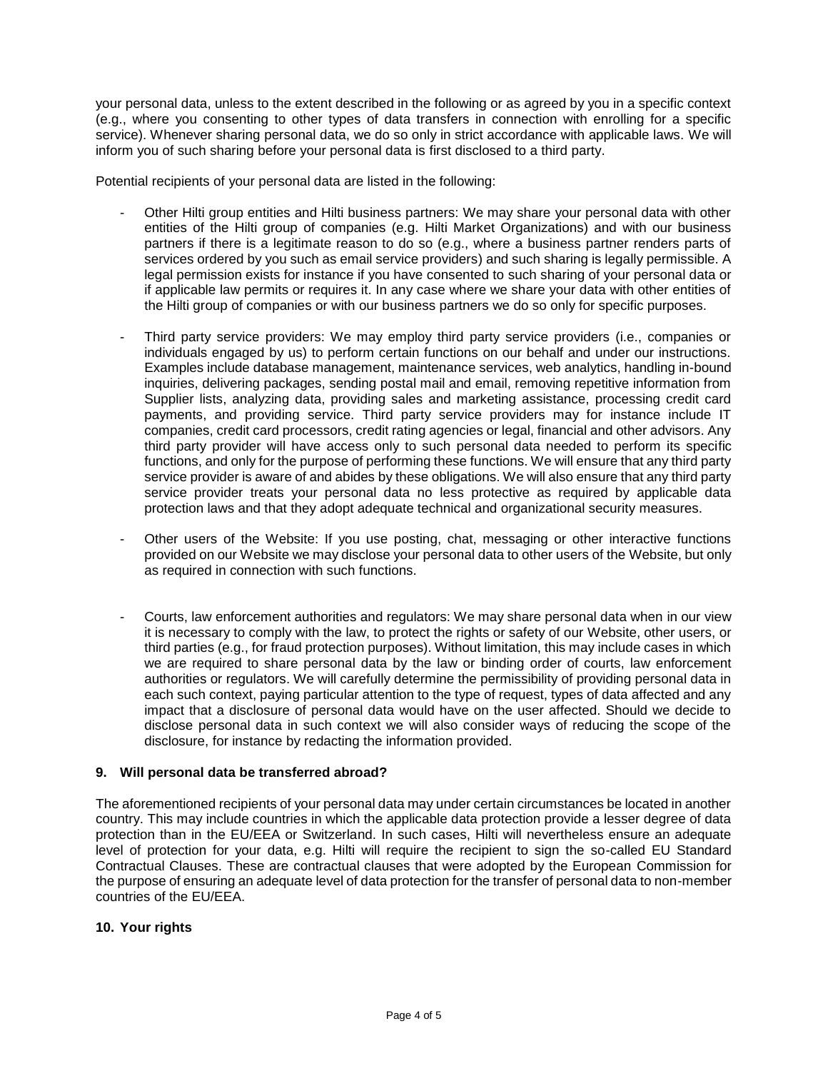your personal data, unless to the extent described in the following or as agreed by you in a specific context (e.g., where you consenting to other types of data transfers in connection with enrolling for a specific service). Whenever sharing personal data, we do so only in strict accordance with applicable laws. We will inform you of such sharing before your personal data is first disclosed to a third party.

Potential recipients of your personal data are listed in the following:

- Other Hilti group entities and Hilti business partners: We may share your personal data with other entities of the Hilti group of companies (e.g. Hilti Market Organizations) and with our business partners if there is a legitimate reason to do so (e.g., where a business partner renders parts of services ordered by you such as email service providers) and such sharing is legally permissible. A legal permission exists for instance if you have consented to such sharing of your personal data or if applicable law permits or requires it. In any case where we share your data with other entities of the Hilti group of companies or with our business partners we do so only for specific purposes.

- Third party service providers: We may employ third party service providers (i.e., companies or individuals engaged by us) to perform certain functions on our behalf and under our instructions. Examples include database management, maintenance services, web analytics, handling in-bound inquiries, delivering packages, sending postal mail and email, removing repetitive information from Supplier lists, analyzing data, providing sales and marketing assistance, processing credit card payments, and providing service. Third party service providers may for instance include IT companies, credit card processors, credit rating agencies or legal, financial and other advisors. Any third party provider will have access only to such personal data needed to perform its specific functions, and only for the purpose of performing these functions. We will ensure that any third party service provider is aware of and abides by these obligations. We will also ensure that any third party service provider treats your personal data no less protective as required by applicable data protection laws and that they adopt adequate technical and organizational security measures.

- Other users of the Website: If you use posting, chat, messaging or other interactive functions provided on our Website we may disclose your personal data to other users of the Website, but only as required in connection with such functions.

- Courts, law enforcement authorities and regulators: We may share personal data when in our view it is necessary to comply with the law, to protect the rights or safety of our Website, other users, or third parties (e.g., for fraud protection purposes). Without limitation, this may include cases in which we are required to share personal data by the law or binding order of courts, law enforcement authorities or regulators. We will carefully determine the permissibility of providing personal data in each such context, paying particular attention to the type of request, types of data affected and any impact that a disclosure of personal data would have on the user affected. Should we decide to disclose personal data in such context we will also consider ways of reducing the scope of the disclosure, for instance by redacting the information provided.

## 9. Will personal data be transferred abroad?

The aforementioned recipients of your personal data may under certain circumstances be located in another country. This may include countries in which the applicable data protection provide a lesser degree of data protection than in the EU/EEA or Switzerland. In such cases, Hilti will nevertheless ensure an adequate level of protection for your data, e.g. Hilti will require the recipient to sign the so-called EU Standard Contractual Clauses. These are contractual clauses that were adopted by the European Commission for the purpose of ensuring an adequate level of data protection for the transfer of personal data to non-member countries of the EU/EEA.

## 10. Your rights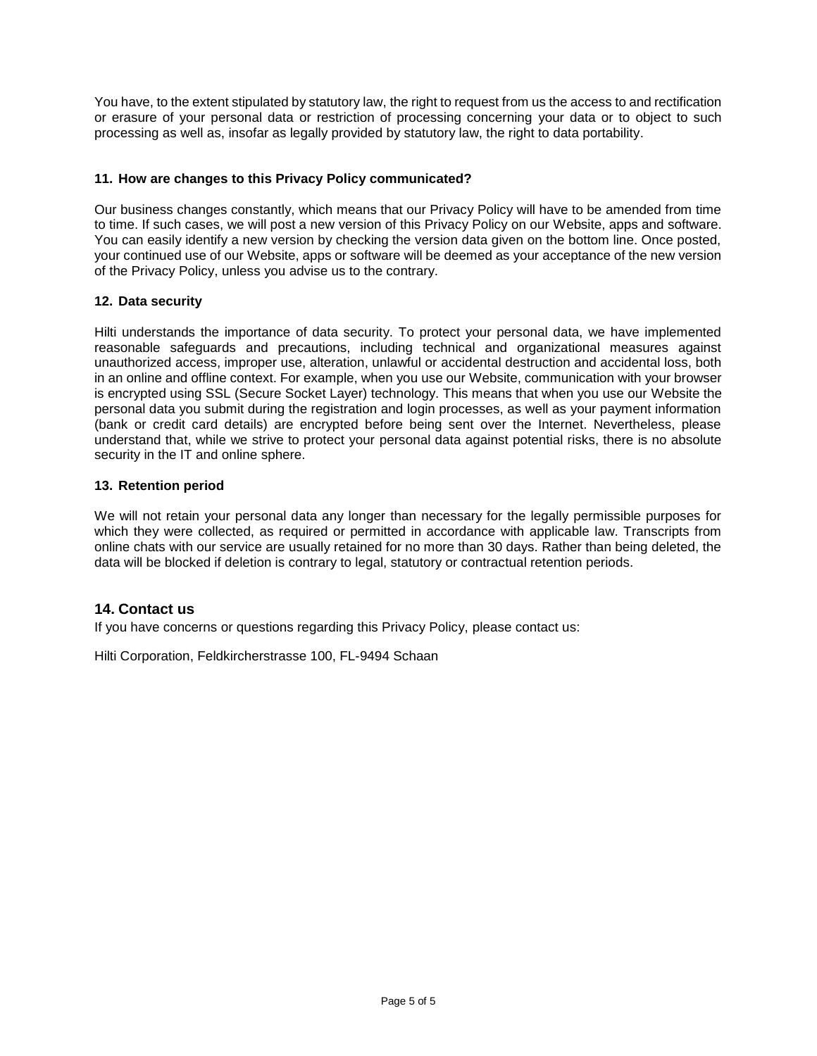You have, to the extent stipulated by statutory law, the right to request from us the access to and rectification or erasure of your personal data or restriction of processing concerning your data or to object to such processing as well as, insofar as legally provided by statutory law, the right to data portability.

### 11. How are changes to this Privacy Policy communicated?

Our business changes constantly, which means that our Privacy Policy will have to be amended from time to time. If such cases, we will post a new version of this Privacy Policy on our Website, apps and software. You can easily identify a new version by checking the version data given on the bottom line. Once posted, your continued use of our Website, apps or software will be deemed as your acceptance of the new version of the Privacy Policy, unless you advise us to the contrary.

### 12. Data security

Hilti understands the importance of data security. To protect your personal data, we have implemented reasonable safeguards and precautions, including technical and organizational measures against unauthorized access, improper use, alteration, unlawful or accidental destruction and accidental loss, both in an online and offline context. For example, when you use our Website, communication with your browser is encrypted using SSL (Secure Socket Layer) technology. This means that when you use our Website the personal data you submit during the registration and login processes, as well as your payment information (bank or credit card details) are encrypted before being sent over the Internet. Nevertheless, please understand that, while we strive to protect your personal data against potential risks, there is no absolute security in the IT and online sphere.

### 13. Retention period

We will not retain your personal data any longer than necessary for the legally permissible purposes for which they were collected, as required or permitted in accordance with applicable law. Transcripts from online chats with our service are usually retained for no more than 30 days. Rather than being deleted, the data will be blocked if deletion is contrary to legal, statutory or contractual retention periods.

## 14. Contact us

If you have concerns or questions regarding this Privacy Policy, please contact us:

Hilti Corporation, Feldkircherstrasse 100, FL-9494 Schaan